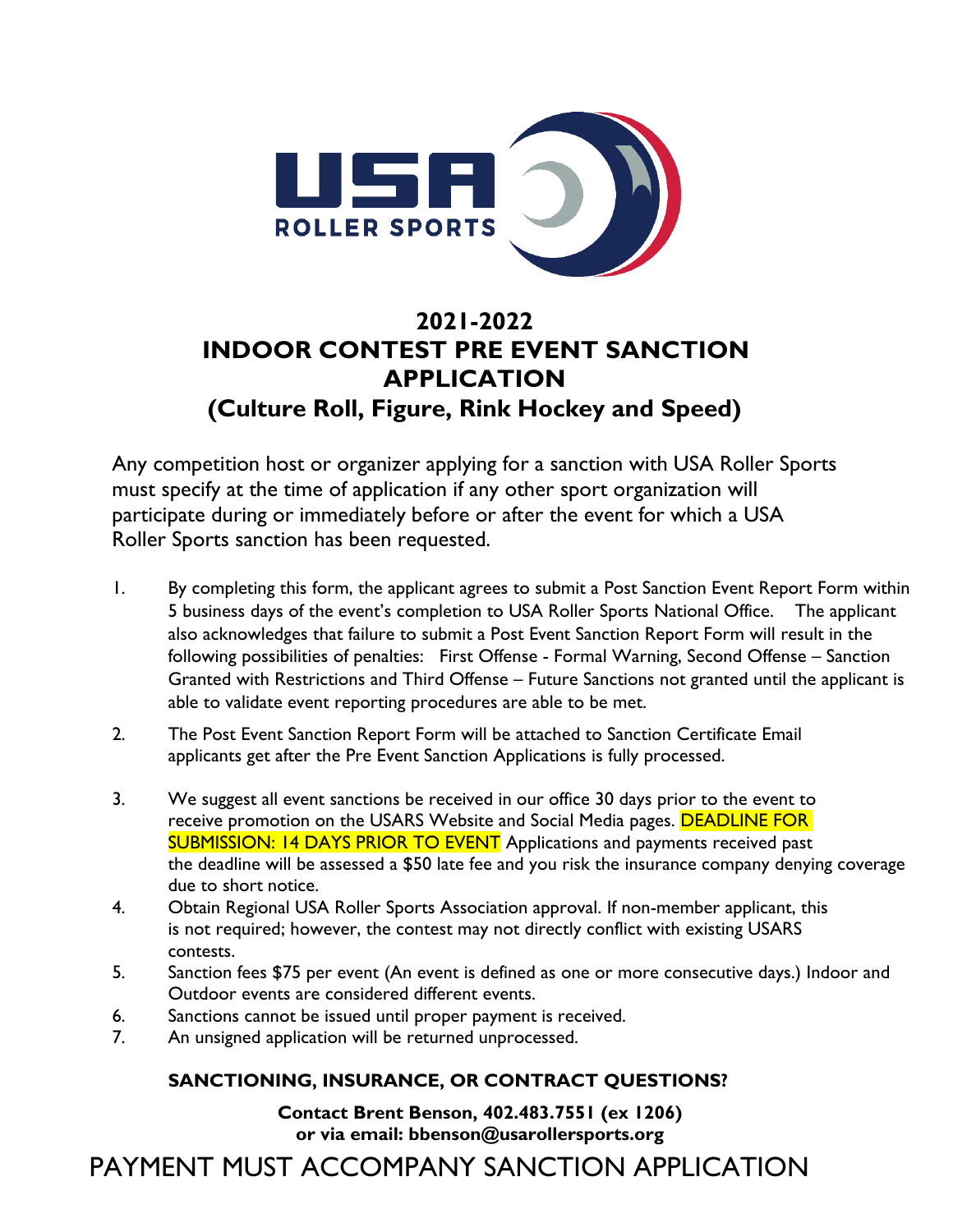USA ROLLER SPORTS

# 2021-2022
# INDOOR CONTEST PRE EVENT SANCTION APPLICATION
## (Culture Roll, Figure, Rink Hockey and Speed)

Any competition host or organizer applying for a sanction with USA Roller Sports must specify at the time of application if any other sport organization will participate during or immediately before or after the event for which a USA Roller Sports sanction has been requested.

1. By completing this form, the applicant agrees to submit a Post Sanction Event Report Form within 5 business days of the event's completion to USA Roller Sports National Office. The applicant also acknowledges that failure to submit a Post Event Sanction Report Form will result in the following possibilities of penalties: First Offense - Formal Warning, Second Offense – Sanction Granted with Restrictions and Third Offense – Future Sanctions not granted until the applicant is able to validate event reporting procedures are able to be met.
2. The Post Event Sanction Report Form will be attached to Sanction Certificate Email applicants get after the Pre Event Sanction Applications is fully processed.
3. We suggest all event sanctions be received in our office 30 days prior to the event to receive promotion on the USARS Website and Social Media pages. DEADLINE FOR SUBMISSION: 14 DAYS PRIOR TO EVENT Applications and payments received past the deadline will be assessed a $50 late fee and you risk the insurance company denying coverage due to short notice.
4. Obtain Regional USA Roller Sports Association approval. If non-member applicant, this is not required; however, the contest may not directly conflict with existing USARS contests.
5. Sanction fees $75 per event (An event is defined as one or more consecutive days.) Indoor and Outdoor events are considered different events.
6. Sanctions cannot be issued until proper payment is received.
7. An unsigned application will be returned unprocessed.

**SANCTIONING, INSURANCE, OR CONTRACT QUESTIONS?**

**Contact Brent Benson, 402.483.7551 (ex 1206)**
**or via email: bbenson@usarollersports.org**

PAYMENT MUST ACCOMPANY SANCTION APPLICATION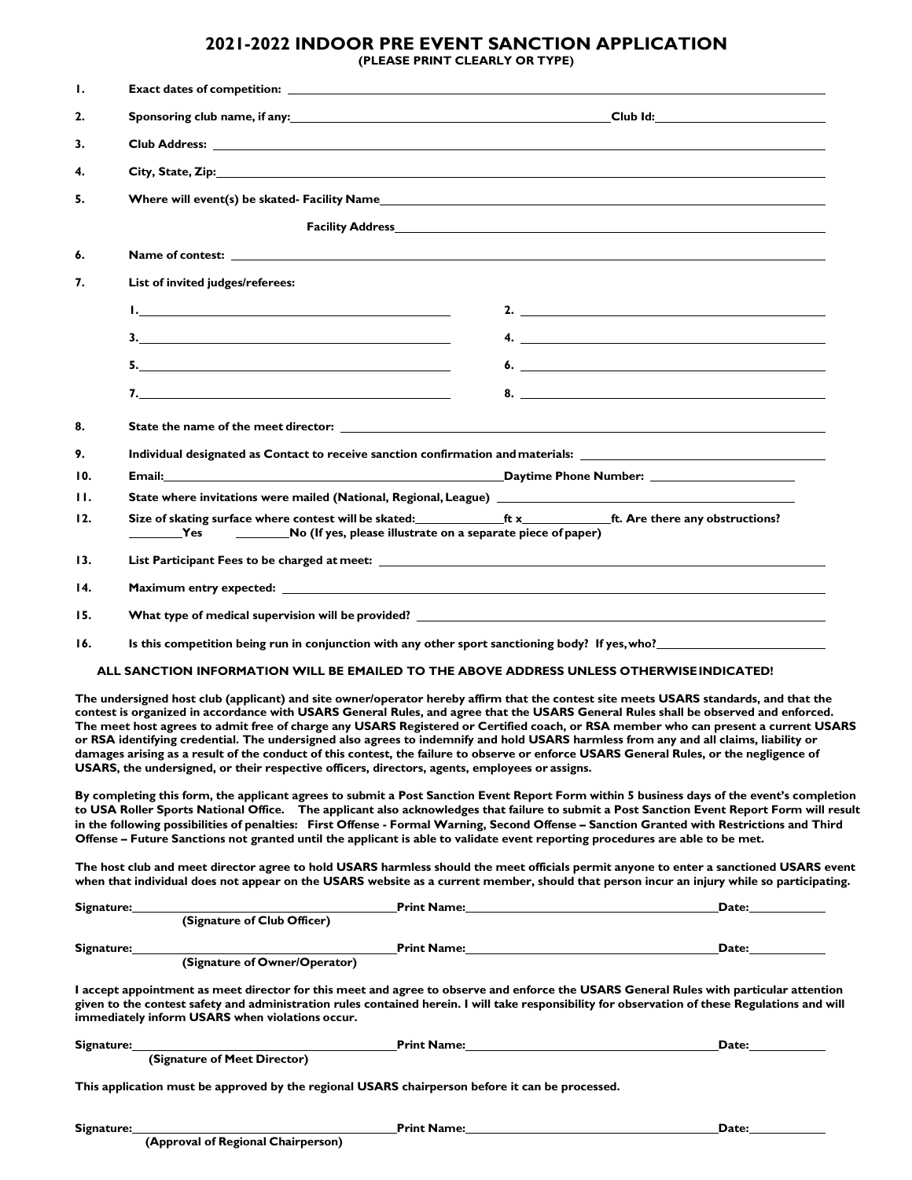# 2021-2022 INDOOR PRE EVENT SANCTION APPLICATION

**(PLEASE PRINT CLEARLY OR TYPE)**

1. **Exact dates of competition:** ______________________________

2. **Sponsoring club name, if any:** ______________________________ **Club Id:** ______________

3. **Club Address:** ______________________________

4. **City, State, Zip:** ______________________________

5. **Where will event(s) be skated- Facility Name** ______________________________

   **Facility Address** ______________________________

6. **Name of contest:** ______________________________

7. **List of invited judges/referees:**

   **1.** ______________________ **2.** ______________________

   **3.** ______________________ **4.** ______________________

   **5.** ______________________ **6.** ______________________

   **7.** ______________________ **8.** ______________________

8. **State the name of the meet director:** ______________________________

9. **Individual designated as Contact to receive sanction confirmation and materials:** ______________________________

10. **Email:** ______________________________ **Daytime Phone Number:** ______________

11. **State where invitations were mailed (National, Regional, League)** ______________________________

12. **Size of skating surface where contest will be skated:** ________ **ft x** ________ **ft. Are there any obstructions?** ______ **Yes** ______ **No (If yes, please illustrate on a separate piece of paper)**

13. **List Participant Fees to be charged at meet:** ______________________________

14. **Maximum entry expected:** ______________________________

15. **What type of medical supervision will be provided?** ______________________________

16. **Is this competition being run in conjunction with any other sport sanctioning body? If yes, who?** ______________

**ALL SANCTION INFORMATION WILL BE EMAILED TO THE ABOVE ADDRESS UNLESS OTHERWISE INDICATED!**

**The undersigned host club (applicant) and site owner/operator hereby affirm that the contest site meets USARS standards, and that the contest is organized in accordance with USARS General Rules, and agree that the USARS General Rules shall be observed and enforced. The meet host agrees to admit free of charge any USARS Registered or Certified coach, or RSA member who can present a current USARS or RSA identifying credential. The undersigned also agrees to indemnify and hold USARS harmless from any and all claims, liability or damages arising as a result of the conduct of this contest, the failure to observe or enforce USARS General Rules, or the negligence of USARS, the undersigned, or their respective officers, directors, agents, employees or assigns.**

**By completing this form, the applicant agrees to submit a Post Sanction Event Report Form within 5 business days of the event's completion to USA Roller Sports National Office. The applicant also acknowledges that failure to submit a Post Sanction Event Report Form will result in the following possibilities of penalties: First Offense - Formal Warning, Second Offense – Sanction Granted with Restrictions and Third Offense – Future Sanctions not granted until the applicant is able to validate event reporting procedures are able to be met.**

**The host club and meet director agree to hold USARS harmless should the meet officials permit anyone to enter a sanctioned USARS event when that individual does not appear on the USARS website as a current member, should that person incur an injury while so participating.**

**Signature:** ______________________ **Print Name:** ______________________ **Date:** __________
**(Signature of Club Officer)**

**Signature:** ______________________ **Print Name:** ______________________ **Date:** __________
**(Signature of Owner/Operator)**

**I accept appointment as meet director for this meet and agree to observe and enforce the USARS General Rules with particular attention given to the contest safety and administration rules contained herein. I will take responsibility for observation of these Regulations and will immediately inform USARS when violations occur.**

**Signature:** ______________________ **Print Name:** ______________________ **Date:** __________
**(Signature of Meet Director)**

**This application must be approved by the regional USARS chairperson before it can be processed.**

**Signature:** ______________________ **Print Name:** ______________________ **Date:** __________
**(Approval of Regional Chairperson)**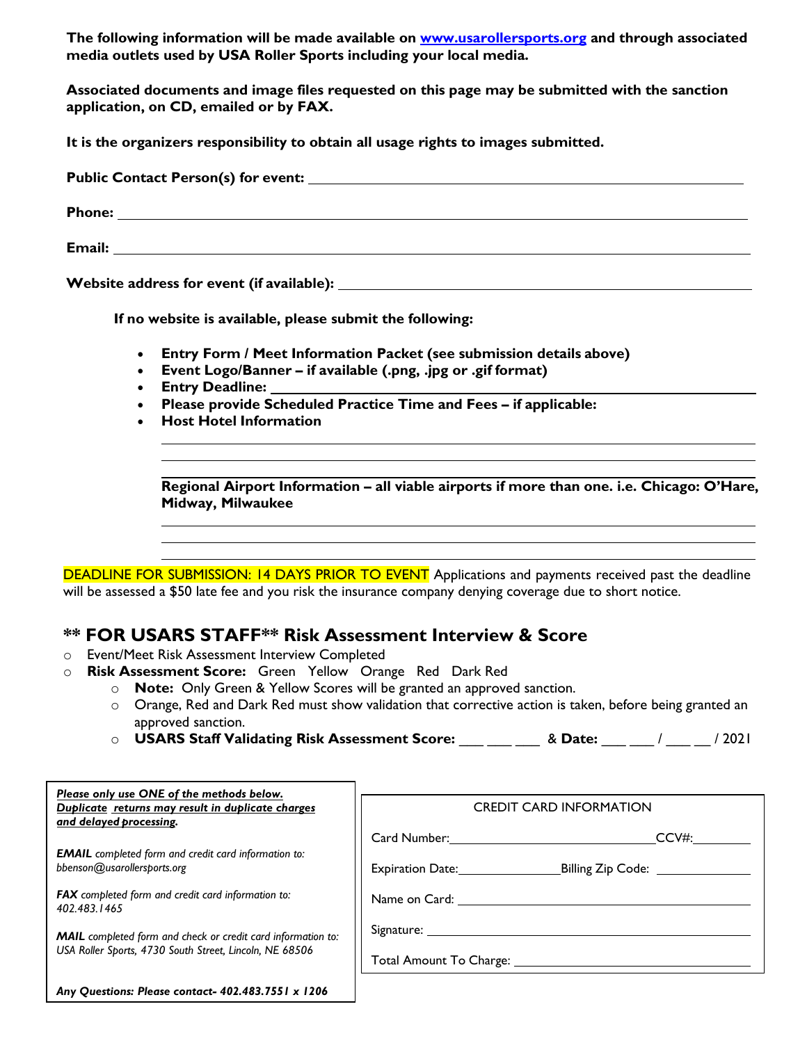**The following information will be made available on [www.usarollersports.org](http://www.usarollersports.org) and through associated media outlets used by USA Roller Sports including your local media.**

**Associated documents and image files requested on this page may be submitted with the sanction application, on CD, emailed or by FAX.**

**It is the organizers responsibility to obtain all usage rights to images submitted.**

**Public Contact Person(s) for event:** ____________________

**Phone:** ____________________

**Email:** ____________________

**Website address for event (if available):** ____________________

**If no website is available, please submit the following:**

- **Entry Form / Meet Information Packet (see submission details above)**
- **Event Logo/Banner – if available (.png, .jpg or .gif format)**
- **Entry Deadline:** ____________________
- **Please provide Scheduled Practice Time and Fees – if applicable:**
- **Host Hotel Information**

____________________

____________________

**Regional Airport Information – all viable airports if more than one. i.e. Chicago: O'Hare, Midway, Milwaukee**

____________________

____________________

____________________

DEADLINE FOR SUBMISSION: 14 DAYS PRIOR TO EVENT Applications and payments received past the deadline will be assessed a $50 late fee and you risk the insurance company denying coverage due to short notice.

## ** FOR USARS STAFF** Risk Assessment Interview & Score

- Event/Meet Risk Assessment Interview Completed
- **Risk Assessment Score:** Green Yellow Orange Red Dark Red
  - **Note:** Only Green & Yellow Scores will be granted an approved sanction.
  - Orange, Red and Dark Red must show validation that corrective action is taken, before being granted an approved sanction.
  - **USARS Staff Validating Risk Assessment Score:** ___ ___ ___ & **Date:** ___ ___ / ___ __ / 2021

***Please only use ONE of the methods below. Duplicate returns may result in duplicate charges and delayed processing.***

***EMAIL*** *completed form and credit card information to: bbenson@usarollersports.org*

***FAX*** *completed form and credit card information to: 402.483.1465*

***MAIL*** *completed form and check or credit card information to: USA Roller Sports, 4730 South Street, Lincoln, NE 68506*

***Any Questions: Please contact- 402.483.7551 x 1206***

CREDIT CARD INFORMATION

Card Number: ____________________ CCV#: __________

Expiration Date: __________ Billing Zip Code: __________

Name on Card: ____________________

Signature: ____________________

Total Amount To Charge: ____________________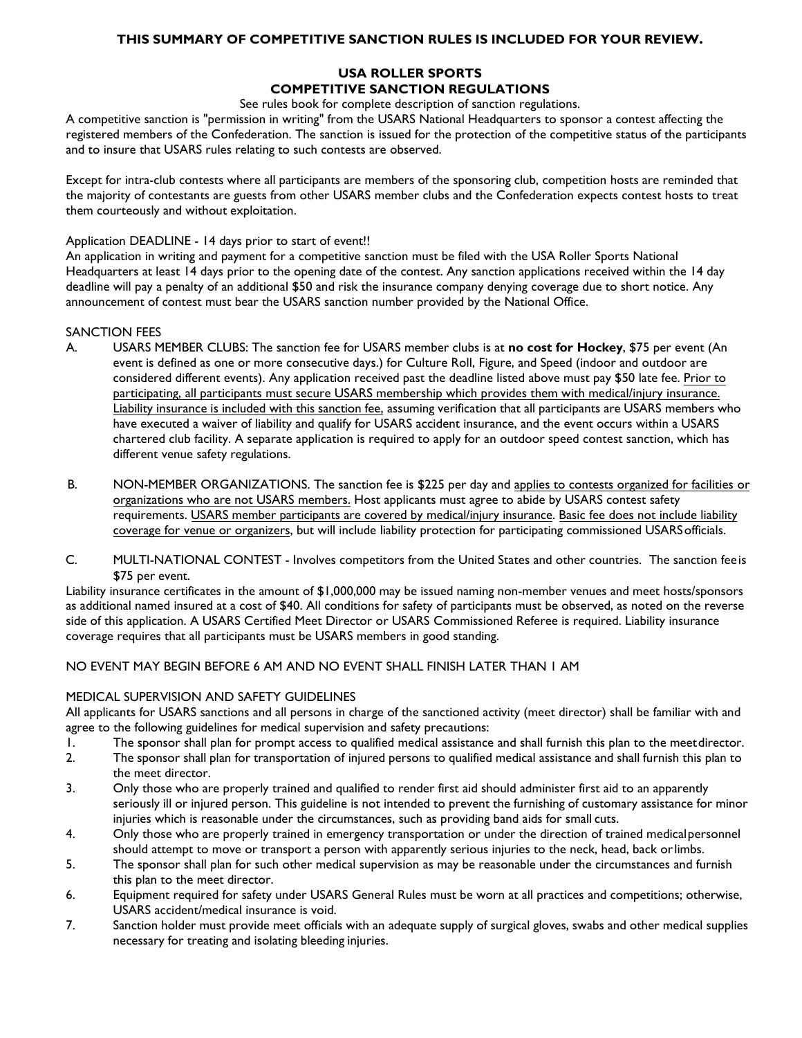**THIS SUMMARY OF COMPETITIVE SANCTION RULES IS INCLUDED FOR YOUR REVIEW.**

# USA ROLLER SPORTS
# COMPETITIVE SANCTION REGULATIONS

See rules book for complete description of sanction regulations.

A competitive sanction is "permission in writing" from the USARS National Headquarters to sponsor a contest affecting the registered members of the Confederation. The sanction is issued for the protection of the competitive status of the participants and to insure that USARS rules relating to such contests are observed.

Except for intra-club contests where all participants are members of the sponsoring club, competition hosts are reminded that the majority of contestants are guests from other USARS member clubs and the Confederation expects contest hosts to treat them courteously and without exploitation.

Application DEADLINE - 14 days prior to start of event!!

An application in writing and payment for a competitive sanction must be filed with the USA Roller Sports National Headquarters at least 14 days prior to the opening date of the contest. Any sanction applications received within the 14 day deadline will pay a penalty of an additional $50 and risk the insurance company denying coverage due to short notice. Any announcement of contest must bear the USARS sanction number provided by the National Office.

SANCTION FEES

A. USARS MEMBER CLUBS: The sanction fee for USARS member clubs is at **no cost for Hockey**, $75 per event (An event is defined as one or more consecutive days.) for Culture Roll, Figure, and Speed (indoor and outdoor are considered different events). Any application received past the deadline listed above must pay $50 late fee. Prior to participating, all participants must secure USARS membership which provides them with medical/injury insurance. Liability insurance is included with this sanction fee, assuming verification that all participants are USARS members who have executed a waiver of liability and qualify for USARS accident insurance, and the event occurs within a USARS chartered club facility. A separate application is required to apply for an outdoor speed contest sanction, which has different venue safety regulations.

B. NON-MEMBER ORGANIZATIONS. The sanction fee is $225 per day and applies to contests organized for facilities or organizations who are not USARS members. Host applicants must agree to abide by USARS contest safety requirements. USARS member participants are covered by medical/injury insurance. Basic fee does not include liability coverage for venue or organizers, but will include liability protection for participating commissioned USARS officials.

C. MULTI-NATIONAL CONTEST - Involves competitors from the United States and other countries. The sanction fee is $75 per event.

Liability insurance certificates in the amount of $1,000,000 may be issued naming non-member venues and meet hosts/sponsors as additional named insured at a cost of $40. All conditions for safety of participants must be observed, as noted on the reverse side of this application. A USARS Certified Meet Director or USARS Commissioned Referee is required. Liability insurance coverage requires that all participants must be USARS members in good standing.

NO EVENT MAY BEGIN BEFORE 6 AM AND NO EVENT SHALL FINISH LATER THAN 1 AM

MEDICAL SUPERVISION AND SAFETY GUIDELINES

All applicants for USARS sanctions and all persons in charge of the sanctioned activity (meet director) shall be familiar with and agree to the following guidelines for medical supervision and safety precautions:

1. The sponsor shall plan for prompt access to qualified medical assistance and shall furnish this plan to the meet director.
2. The sponsor shall plan for transportation of injured persons to qualified medical assistance and shall furnish this plan to the meet director.
3. Only those who are properly trained and qualified to render first aid should administer first aid to an apparently seriously ill or injured person. This guideline is not intended to prevent the furnishing of customary assistance for minor injuries which is reasonable under the circumstances, such as providing band aids for small cuts.
4. Only those who are properly trained in emergency transportation or under the direction of trained medical personnel should attempt to move or transport a person with apparently serious injuries to the neck, head, back or limbs.
5. The sponsor shall plan for such other medical supervision as may be reasonable under the circumstances and furnish this plan to the meet director.
6. Equipment required for safety under USARS General Rules must be worn at all practices and competitions; otherwise, USARS accident/medical insurance is void.
7. Sanction holder must provide meet officials with an adequate supply of surgical gloves, swabs and other medical supplies necessary for treating and isolating bleeding injuries.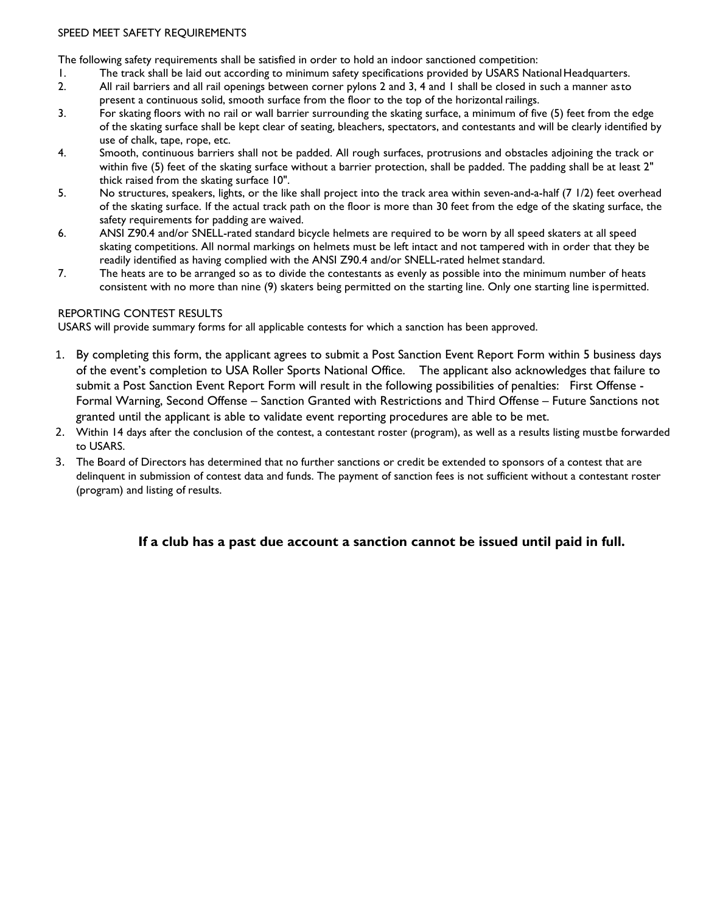## SPEED MEET SAFETY REQUIREMENTS

The following safety requirements shall be satisfied in order to hold an indoor sanctioned competition:

1. The track shall be laid out according to minimum safety specifications provided by USARS National Headquarters.
2. All rail barriers and all rail openings between corner pylons 2 and 3, 4 and 1 shall be closed in such a manner as to present a continuous solid, smooth surface from the floor to the top of the horizontal railings.
3. For skating floors with no rail or wall barrier surrounding the skating surface, a minimum of five (5) feet from the edge of the skating surface shall be kept clear of seating, bleachers, spectators, and contestants and will be clearly identified by use of chalk, tape, rope, etc.
4. Smooth, continuous barriers shall not be padded. All rough surfaces, protrusions and obstacles adjoining the track or within five (5) feet of the skating surface without a barrier protection, shall be padded. The padding shall be at least 2" thick raised from the skating surface 10".
5. No structures, speakers, lights, or the like shall project into the track area within seven-and-a-half (7 1/2) feet overhead of the skating surface. If the actual track path on the floor is more than 30 feet from the edge of the skating surface, the safety requirements for padding are waived.
6. ANSI Z90.4 and/or SNELL-rated standard bicycle helmets are required to be worn by all speed skaters at all speed skating competitions. All normal markings on helmets must be left intact and not tampered with in order that they be readily identified as having complied with the ANSI Z90.4 and/or SNELL-rated helmet standard.
7. The heats are to be arranged so as to divide the contestants as evenly as possible into the minimum number of heats consistent with no more than nine (9) skaters being permitted on the starting line. Only one starting line is permitted.

## REPORTING CONTEST RESULTS

USARS will provide summary forms for all applicable contests for which a sanction has been approved.

1. By completing this form, the applicant agrees to submit a Post Sanction Event Report Form within 5 business days of the event's completion to USA Roller Sports National Office. The applicant also acknowledges that failure to submit a Post Sanction Event Report Form will result in the following possibilities of penalties: First Offense - Formal Warning, Second Offense – Sanction Granted with Restrictions and Third Offense – Future Sanctions not granted until the applicant is able to validate event reporting procedures are able to be met.
2. Within 14 days after the conclusion of the contest, a contestant roster (program), as well as a results listing must be forwarded to USARS.
3. The Board of Directors has determined that no further sanctions or credit be extended to sponsors of a contest that are delinquent in submission of contest data and funds. The payment of sanction fees is not sufficient without a contestant roster (program) and listing of results.

**If a club has a past due account a sanction cannot be issued until paid in full.**